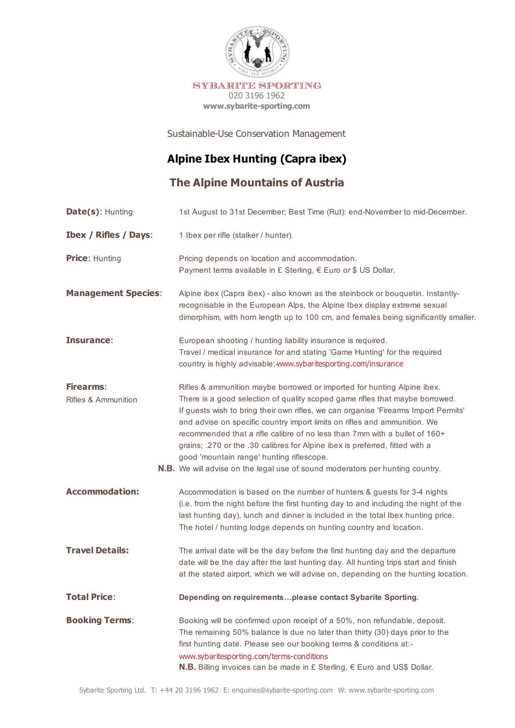SYBARITE SPORTING
020 3196 1962
**www.sybarite-sporting.com**

Sustainable-Use Conservation Management

# Alpine Ibex Hunting (Capra ibex)

## The Alpine Mountains of Austria

**Date(s):** Hunting
1st August to 31st December; Best Time (Rut): end-November to mid-December.

**Ibex / Rifles / Days:**
1 Ibex per rifle (stalker / hunter).

**Price:** Hunting
Pricing depends on location and accommodation.
Payment terms available in £ Sterling, € Euro or $ US Dollar.

**Management Species:**
Alpine ibex (Capra ibex) - also known as the steinbock or bouquetin. Instantly-recognisable in the European Alps, the Alpine Ibex display extreme sexual dimorphism, with horn length up to 100 cm, and females being significantly smaller.

**Insurance:**
European shooting / hunting liability insurance is required.
Travel / medical insurance for and stating 'Game Hunting' for the required country is highly advisable:-www.sybaritesporting.com/insurance

**Firearms:**
Rifles & Ammunition
Rifles & ammunition maybe borrowed or imported for hunting Alpine ibex. There is a good selection of quality scoped game rifles that maybe borrowed. If guests wish to bring their own rifles, we can organise 'Firearms Import Permits' and advise on specific country import limits on rifles and ammunition. We recommended that a rifle calibre of no less than 7mm with a bullet of 160+ grains; .270 or the .30 calibres for Alpine ibex is preferred, fitted with a good 'mountain range' hunting riflescope.
**N.B.** We will advise on the legal use of sound moderators per hunting country.

**Accommodation:**
Accommodation is based on the number of hunters & guests for 3-4 nights (i.e. from the night before the first hunting day to and including the night of the last hunting day), lunch and dinner is included in the total Ibex hunting price. The hotel / hunting lodge depends on hunting country and location.

**Travel Details:**
The arrival date will be the day before the first hunting day and the departure date will be the day after the last hunting day. All hunting trips start and finish at the stated airport, which we will advise on, depending on the hunting location.

**Total Price:**
**Depending on requirements…please contact Sybarite Sporting.**

**Booking Terms:**
Booking will be confirmed upon receipt of a 50%, non refundable, deposit. The remaining 50% balance is due no later than thirty (30) days prior to the first hunting date. Please see our booking terms & conditions at:-
www.sybaritesporting.com/terms-conditions
**N.B.** Billing invoices can be made in £ Sterling, € Euro and US$ Dollar.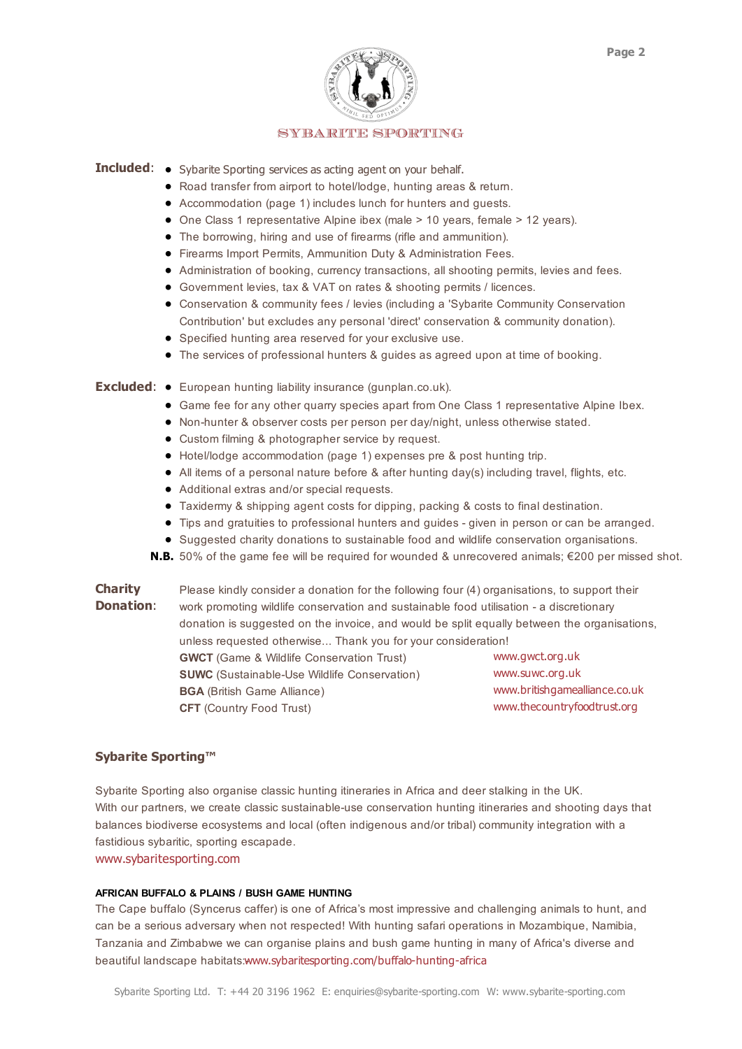SYBARITE SPORTING

**Included**:

- Sybarite Sporting services as acting agent on your behalf.
- Road transfer from airport to hotel/lodge, hunting areas & return.
- Accommodation (page 1) includes lunch for hunters and guests.
- One Class 1 representative Alpine ibex (male > 10 years, female > 12 years).
- The borrowing, hiring and use of firearms (rifle and ammunition).
- Firearms Import Permits, Ammunition Duty & Administration Fees.
- Administration of booking, currency transactions, all shooting permits, levies and fees.
- Government levies, tax & VAT on rates & shooting permits / licences.
- Conservation & community fees / levies (including a 'Sybarite Community Conservation Contribution' but excludes any personal 'direct' conservation & community donation).
- Specified hunting area reserved for your exclusive use.
- The services of professional hunters & guides as agreed upon at time of booking.

**Excluded**:

- European hunting liability insurance (gunplan.co.uk).
- Game fee for any other quarry species apart from One Class 1 representative Alpine Ibex.
- Non-hunter & observer costs per person per day/night, unless otherwise stated.
- Custom filming & photographer service by request.
- Hotel/lodge accommodation (page 1) expenses pre & post hunting trip.
- All items of a personal nature before & after hunting day(s) including travel, flights, etc.
- Additional extras and/or special requests.
- Taxidermy & shipping agent costs for dipping, packing & costs to final destination.
- Tips and gratuities to professional hunters and guides - given in person or can be arranged.
- Suggested charity donations to sustainable food and wildlife conservation organisations.

**N.B.** 50% of the game fee will be required for wounded & unrecovered animals; €200 per missed shot.

**Charity Donation**:

Please kindly consider a donation for the following four (4) organisations, to support their work promoting wildlife conservation and sustainable food utilisation - a discretionary donation is suggested on the invoice, and would be split equally between the organisations, unless requested otherwise... Thank you for your consideration!

| | |
|---|---|
| **GWCT** (Game & Wildlife Conservation Trust) | www.gwct.org.uk |
| **SUWC** (Sustainable-Use Wildlife Conservation) | www.suwc.org.uk |
| **BGA** (British Game Alliance) | www.britishgamealliance.co.uk |
| **CFT** (Country Food Trust) | www.thecountryfoodtrust.org |

## Sybarite Sporting™

Sybarite Sporting also organise classic hunting itineraries in Africa and deer stalking in the UK. With our partners, we create classic sustainable-use conservation hunting itineraries and shooting days that balances biodiverse ecosystems and local (often indigenous and/or tribal) community integration with a fastidious sybaritic, sporting escapade.
www.sybaritesporting.com

#### AFRICAN BUFFALO & PLAINS / BUSH GAME HUNTING

The Cape buffalo (Syncerus caffer) is one of Africa's most impressive and challenging animals to hunt, and can be a serious adversary when not respected! With hunting safari operations in Mozambique, Namibia, Tanzania and Zimbabwe we can organise plains and bush game hunting in many of Africa's diverse and beautiful landscape habitats:www.sybaritesporting.com/buffalo-hunting-africa